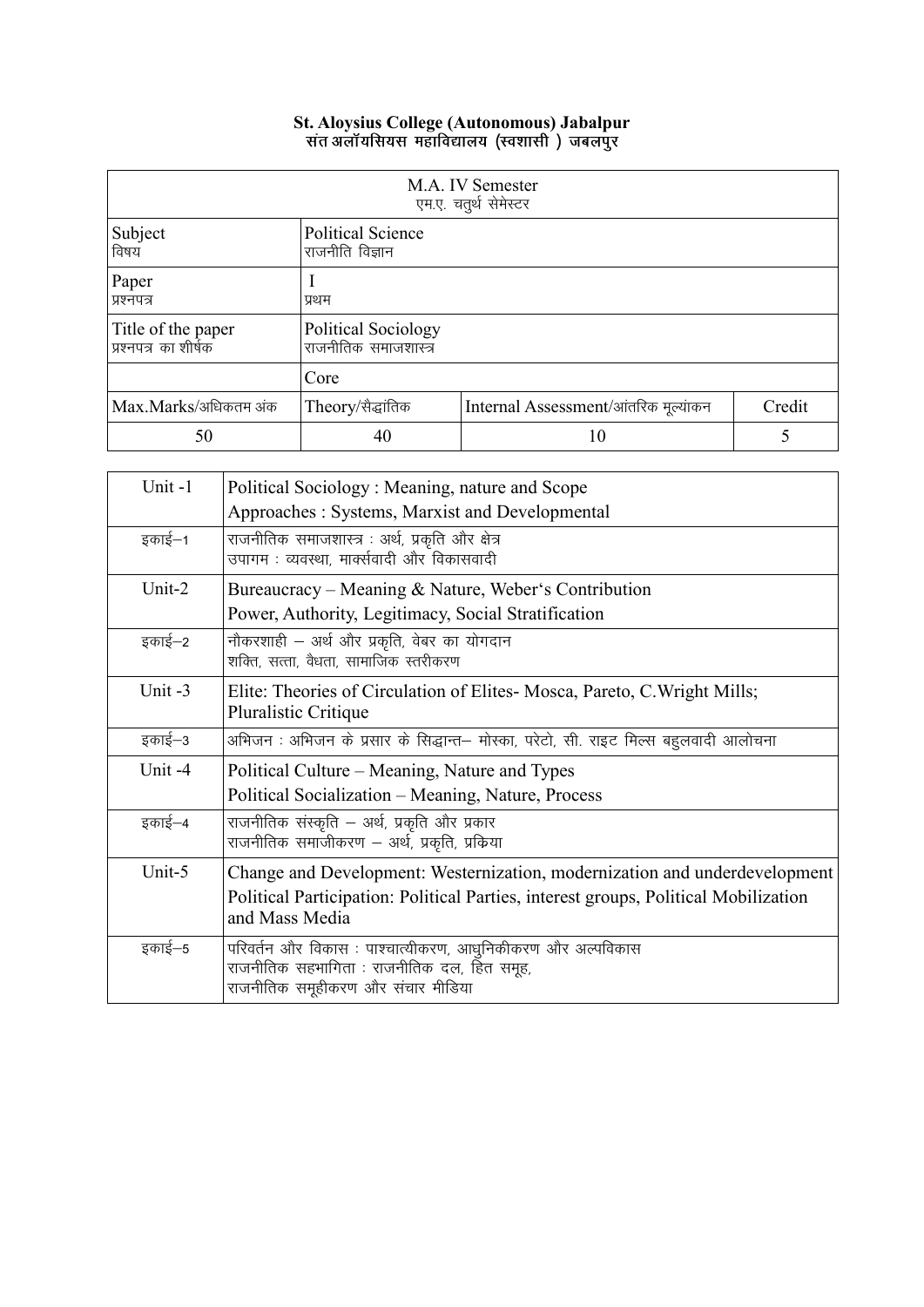**St. Aloysius College (Autonomous) Jabalpur**
**संत अलॉयसियस महाविद्यालय (स्वशासी ) जबलपुर**

| M.A. IV Semester<br>एम.ए. चतुर्थ सेमेस्टर | | | |
|---|---|---|---|
| Subject<br>विषय | Political Science<br>राजनीति विज्ञान | | |
| Paper<br>प्रश्नपत्र | I<br>प्रथम | | |
| Title of the paper<br>प्रश्नपत्र का शीर्षक | Political Sociology<br>राजनीतिक समाजशास्त्र | | |
| | Core | | |
| Max.Marks/अधिकतम अंक | Theory/सैद्धांतिक | Internal Assessment/आंतरिक मूल्यांकन | Credit |
| 50 | 40 | 10 | 5 |

| Unit | Content |
|---|---|
| Unit -1 | Political Sociology : Meaning, nature and Scope<br>Approaches : Systems, Marxist and Developmental |
| इकाई–1 | राजनीतिक समाजशास्त्र : अर्थ, प्रकृति और क्षेत्र<br>उपागम : व्यवस्था, मार्क्सवादी और विकासवादी |
| Unit-2 | Bureaucracy – Meaning & Nature, Weber's Contribution<br>Power, Authority, Legitimacy, Social Stratification |
| इकाई–2 | नौकरशाही – अर्थ और प्रकृति, वेबर का योगदान<br>शक्ति, सत्ता, वैधता, सामाजिक स्तरीकरण |
| Unit -3 | Elite: Theories of Circulation of Elites- Mosca, Pareto, C.Wright Mills; Pluralistic Critique |
| इकाई–3 | अभिजन : अभिजन के प्रसार के सिद्धान्त– मोस्का, परेटो, सी. राइट मिल्स बहुलवादी आलोचना |
| Unit -4 | Political Culture – Meaning, Nature and Types<br>Political Socialization – Meaning, Nature, Process |
| इकाई–4 | राजनीतिक संस्कृति – अर्थ, प्रकृति और प्रकार<br>राजनीतिक समाजीकरण – अर्थ, प्रकृति, प्रक्रिया |
| Unit-5 | Change and Development: Westernization, modernization and underdevelopment<br>Political Participation: Political Parties, interest groups, Political Mobilization and Mass Media |
| इकाई–5 | परिवर्तन और विकास : पाश्चात्यीकरण, आधुनिकीकरण और अल्पविकास<br>राजनीतिक सहभागिता : राजनीतिक दल, हित समूह,<br>राजनीतिक समूहीकरण और संचार मीडिया |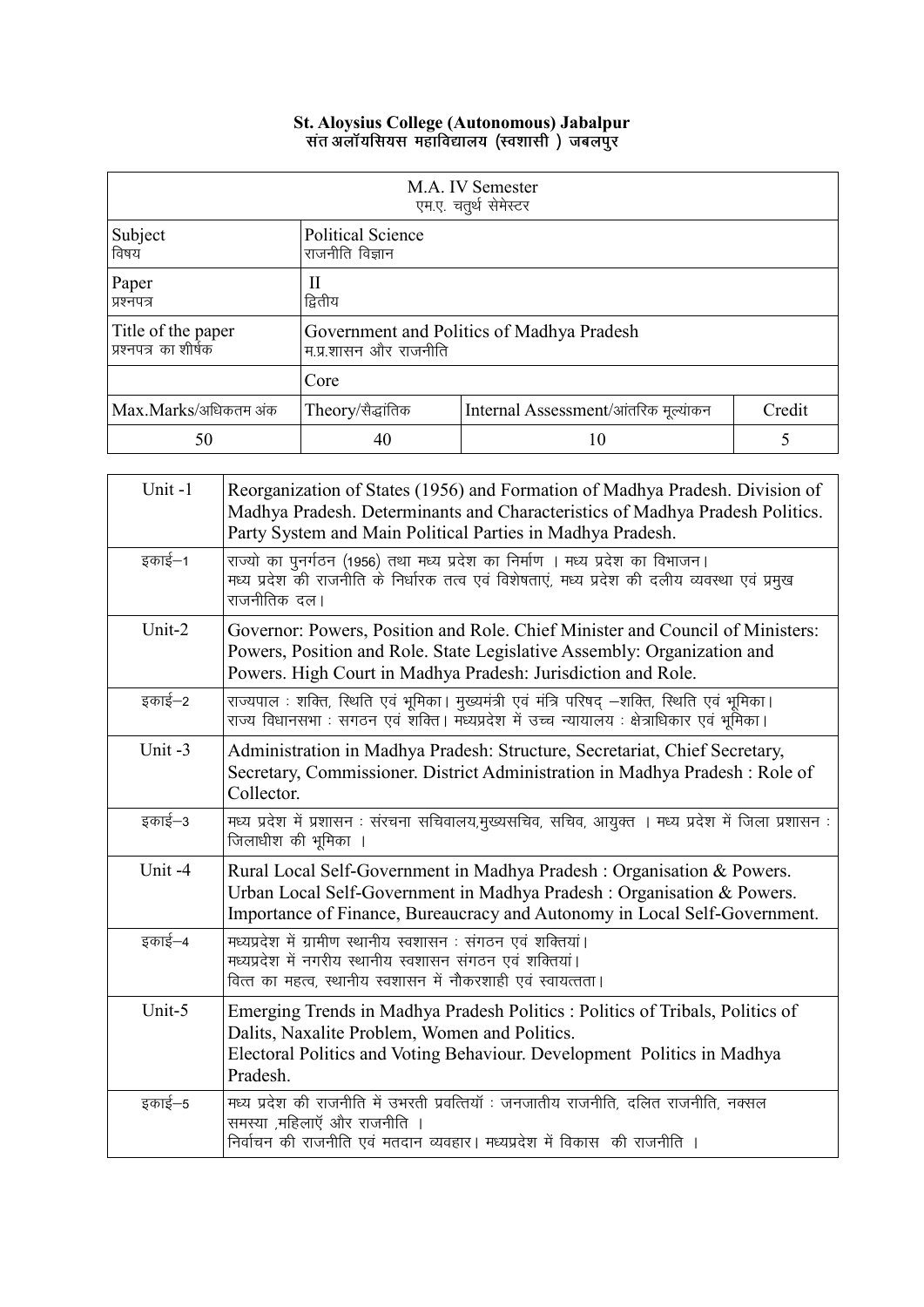**St. Aloysius College (Autonomous) Jabalpur**
**संत अलॉयसियस महाविद्यालय (स्वशासी ) जबलपुर**

| M.A. IV Semester<br>एम.ए. चतुर्थ सेमेस्टर | | | |
|---|---|---|---|
| Subject<br>विषय | Political Science<br>राजनीति विज्ञान | | |
| Paper<br>प्रश्नपत्र | II<br>द्वितीय | | |
| Title of the paper<br>प्रश्नपत्र का शीर्षक | Government and Politics of Madhya Pradesh<br>म.प्र.शासन और राजनीति | | |
| | Core | | |
| Max.Marks/अधिकतम अंक | Theory/सैद्धांतिक | Internal Assessment/आंतरिक मूल्यांकन | Credit |
| 50 | 40 | 10 | 5 |

| Unit | Content |
|---|---|
| Unit -1 | Reorganization of States (1956) and Formation of Madhya Pradesh. Division of Madhya Pradesh. Determinants and Characteristics of Madhya Pradesh Politics. Party System and Main Political Parties in Madhya Pradesh. |
| इकाई–1 | राज्यो का पुनर्गठन (1956) तथा मध्य प्रदेश का निर्माण । मध्य प्रदेश का विभाजन। मध्य प्रदेश की राजनीति के निर्धारक तत्व एवं विशेषताएं, मध्य प्रदेश की दलीय व्यवस्था एवं प्रमुख राजनीतिक दल। |
| Unit-2 | Governor: Powers, Position and Role. Chief Minister and Council of Ministers: Powers, Position and Role. State Legislative Assembly: Organization and Powers. High Court in Madhya Pradesh: Jurisdiction and Role. |
| इकाई–2 | राज्यपाल : शक्ति, स्थिति एवं भूमिका। मुख्यमंत्री एवं मंत्रि परिषद् –शक्ति, स्थिति एवं भूमिका। राज्य विधानसभा : सगठन एवं शक्ति। मध्यप्रदेश में उच्च न्यायालय : क्षेत्राधिकार एवं भूमिका। |
| Unit -3 | Administration in Madhya Pradesh: Structure, Secretariat, Chief Secretary, Secretary, Commissioner. District Administration in Madhya Pradesh : Role of Collector. |
| इकाई–3 | मध्य प्रदेश में प्रशासन : संरचना सचिवालय,मुख्यसचिव, सचिव, आयुक्त । मध्य प्रदेश में जिला प्रशासन : जिलाधीश की भूमिका । |
| Unit -4 | Rural Local Self-Government in Madhya Pradesh : Organisation & Powers. Urban Local Self-Government in Madhya Pradesh : Organisation & Powers. Importance of Finance, Bureaucracy and Autonomy in Local Self-Government. |
| इकाई–4 | मध्यप्रदेश में ग्रामीण स्थानीय स्वशासन : संगठन एवं शक्तियां। मध्यप्रदेश में नगरीय स्थानीय स्वशासन संगठन एवं शक्तियां। वित्त का महत्व, स्थानीय स्वशासन में नौकरशाही एवं स्वायत्तता। |
| Unit-5 | Emerging Trends in Madhya Pradesh Politics : Politics of Tribals, Politics of Dalits, Naxalite Problem, Women and Politics. Electoral Politics and Voting Behaviour. Development Politics in Madhya Pradesh. |
| इकाई–5 | मध्य प्रदेश की राजनीति में उभरती प्रवत्तियॉ : जनजातीय राजनीति, दलित राजनीति, नक्सल समस्या ,महिलाऍ और राजनीति । निर्वाचन की राजनीति एवं मतदान व्यवहार। मध्यप्रदेश में विकास की राजनीति । |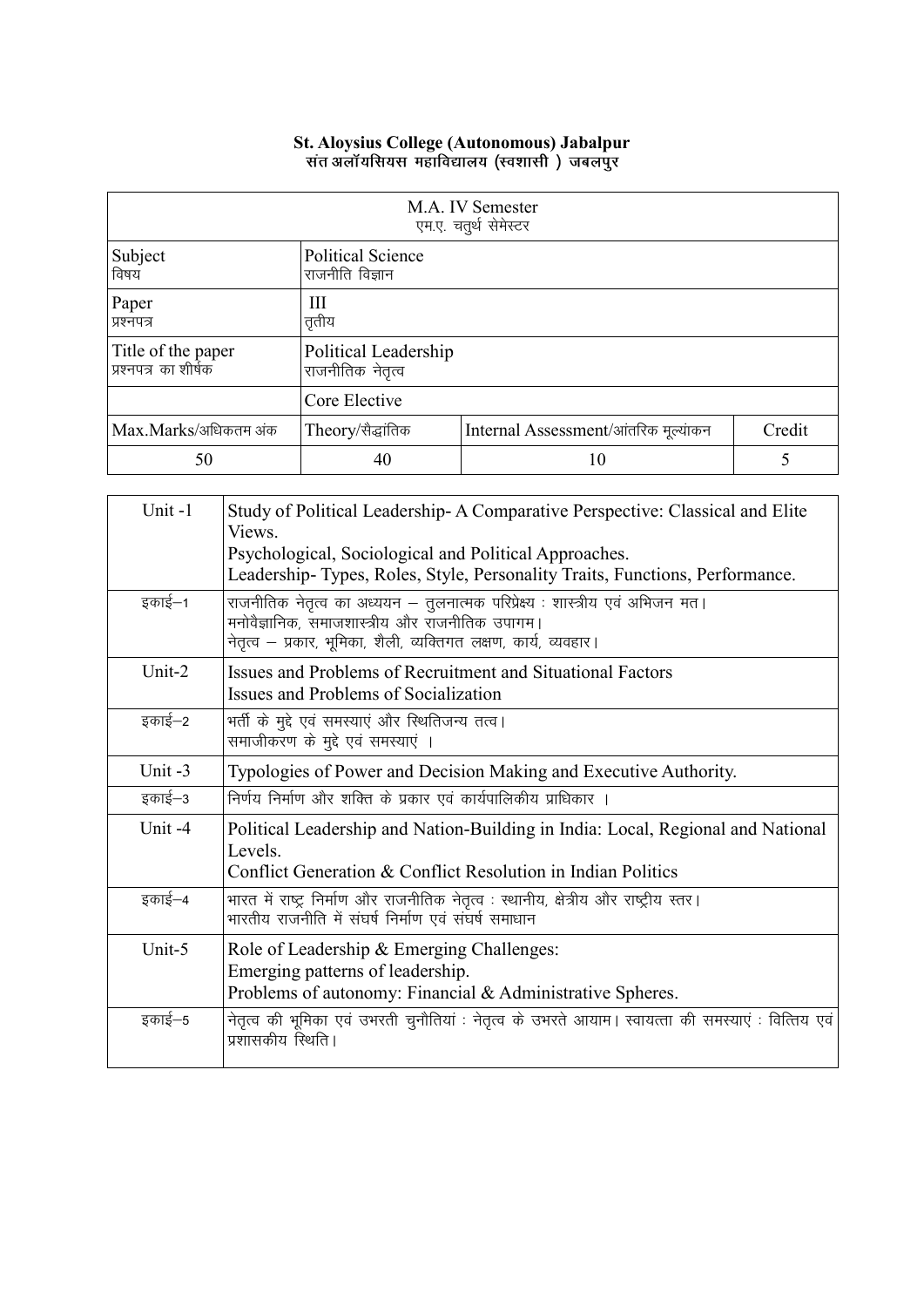**St. Aloysius College (Autonomous) Jabalpur**
**संत अलॉयसियस महाविद्यालय (स्वशासी ) जबलपुर**

| M.A. IV Semester<br>एम.ए. चतुर्थ सेमेस्टर | | | |
|---|---|---|---|
| Subject<br>विषय | Political Science<br>राजनीति विज्ञान | | |
| Paper<br>प्रश्नपत्र | III<br>तृतीय | | |
| Title of the paper<br>प्रश्नपत्र का शीर्षक | Political Leadership<br>राजनीतिक नेतृत्व | | |
| | Core Elective | | |
| Max.Marks/अधिकतम अंक | Theory/सैद्धांतिक | Internal Assessment/आंतरिक मूल्यांकन | Credit |
| 50 | 40 | 10 | 5 |

| | |
|---|---|
| Unit -1 | Study of Political Leadership- A Comparative Perspective: Classical and Elite Views.<br>Psychological, Sociological and Political Approaches.<br>Leadership- Types, Roles, Style, Personality Traits, Functions, Performance. |
| इकाई–1 | राजनीतिक नेतृत्व का अध्ययन – तुलनात्मक परिप्रेक्ष्य : शास्त्रीय एवं अभिजन मत।<br>मनोवैज्ञानिक, समाजशास्त्रीय और राजनीतिक उपागम।<br>नेतृत्व – प्रकार, भूमिका, शैली, व्यक्तिगत लक्षण, कार्य, व्यवहार। |
| Unit-2 | Issues and Problems of Recruitment and Situational Factors<br>Issues and Problems of Socialization |
| इकाई–2 | भर्ती के मुद्दे एवं समस्याएं और स्थितिजन्य तत्व।<br>समाजीकरण के मुद्दे एवं समस्याएं । |
| Unit -3 | Typologies of Power and Decision Making and Executive Authority. |
| इकाई–3 | निर्णय निर्माण और शक्ति के प्रकार एवं कार्यपालिकीय प्राधिकार । |
| Unit -4 | Political Leadership and Nation-Building in India: Local, Regional and National Levels.<br>Conflict Generation & Conflict Resolution in Indian Politics |
| इकाई–4 | भारत में राष्ट्र निर्माण और राजनीतिक नेतृत्व : स्थानीय, क्षेत्रीय और राष्ट्रीय स्तर।<br>भारतीय राजनीति में संघर्ष निर्माण एवं संघर्ष समाधान |
| Unit-5 | Role of Leadership & Emerging Challenges:<br>Emerging patterns of leadership.<br>Problems of autonomy: Financial & Administrative Spheres. |
| इकाई–5 | नेतृत्व की भूमिका एवं उभरती चुनौतियां : नेतृत्व के उभरते आयाम। स्वायत्ता की समस्याएं : वित्तिय एवं प्रशासकीय स्थिति। |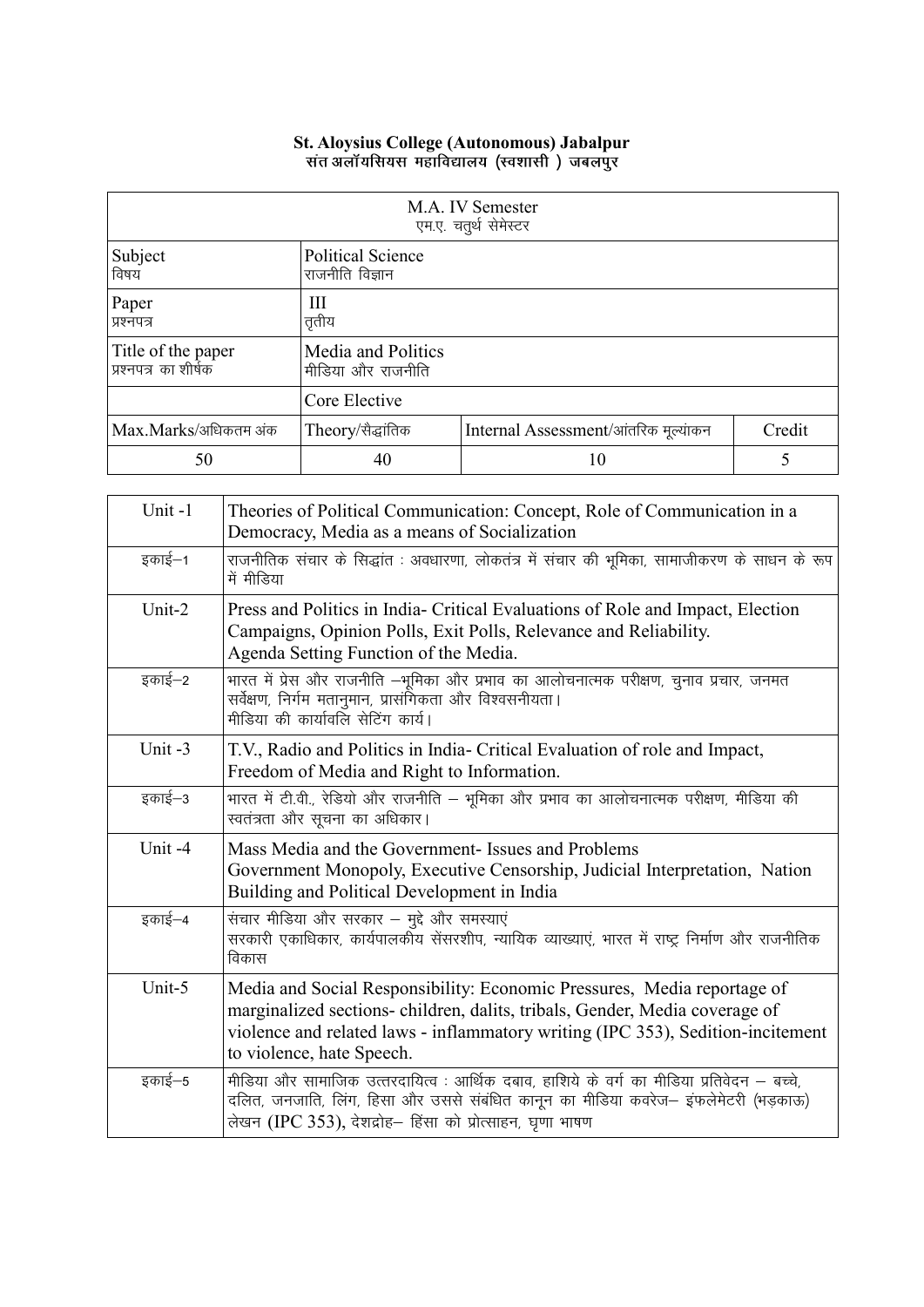**St. Aloysius College (Autonomous) Jabalpur**
**संत अलॉयसियस महाविद्यालय (स्वशासी ) जबलपुर**

| M.A. IV Semester<br>एम.ए. चतुर्थ सेमेस्टर | | | |
|---|---|---|---|
| Subject<br>विषय | Political Science<br>राजनीति विज्ञान | | |
| Paper<br>प्रश्नपत्र | III<br>तृतीय | | |
| Title of the paper<br>प्रश्नपत्र का शीर्षक | Media and Politics<br>मीडिया और राजनीति | | |
| | Core Elective | | |
| Max.Marks/अधिकतम अंक | Theory/सैद्धांतिक | Internal Assessment/आंतरिक मूल्यांकन | Credit |
| 50 | 40 | 10 | 5 |

| | |
|---|---|
| Unit -1 | Theories of Political Communication: Concept, Role of Communication in a Democracy, Media as a means of Socialization |
| इकाई–1 | राजनीतिक संचार के सिद्धांत : अवधारणा, लोकतंत्र में संचार की भूमिका, सामाजीकरण के साधन के रूप में मीडिया |
| Unit-2 | Press and Politics in India- Critical Evaluations of Role and Impact, Election Campaigns, Opinion Polls, Exit Polls, Relevance and Reliability.<br>Agenda Setting Function of the Media. |
| इकाई–2 | भारत में प्रेस और राजनीति –भूमिका और प्रभाव का आलोचनात्मक परीक्षण, चुनाव प्रचार, जनमत सर्वेक्षण, निर्गम मतानुमान, प्रासंगिकता और विश्वसनीयता।<br>मीडिया की कार्यावलि सेटिंग कार्य। |
| Unit -3 | T.V., Radio and Politics in India- Critical Evaluation of role and Impact, Freedom of Media and Right to Information. |
| इकाई–3 | भारत में टी.वी., रेडियो और राजनीति – भूमिका और प्रभाव का आलोचनात्मक परीक्षण, मीडिया की स्वतंत्रता और सूचना का अधिकार। |
| Unit -4 | Mass Media and the Government- Issues and Problems<br>Government Monopoly, Executive Censorship, Judicial Interpretation, Nation Building and Political Development in India |
| इकाई–4 | संचार मीडिया और सरकार – मुद्दे और समस्याएं<br>सरकारी एकाधिकार, कार्यपालकीय सेंसरशीप, न्यायिक व्याख्याएं, भारत में राष्ट्र निर्माण और राजनीतिक विकास |
| Unit-5 | Media and Social Responsibility: Economic Pressures, Media reportage of marginalized sections- children, dalits, tribals, Gender, Media coverage of violence and related laws - inflammatory writing (IPC 353), Sedition-incitement to violence, hate Speech. |
| इकाई–5 | मीडिया और सामाजिक उत्तरदायित्व : आर्थिक दबाव, हाशिये के वर्ग का मीडिया प्रतिवेदन – बच्चे, दलित, जनजाति, लिंग, हिसा और उससे संबंधित कानून का मीडिया कवरेज– इंफलेमेटरी (भड़काऊ) लेखन (IPC 353), देशद्रोह– हिंसा को प्रोत्साहन, घृणा भाषण |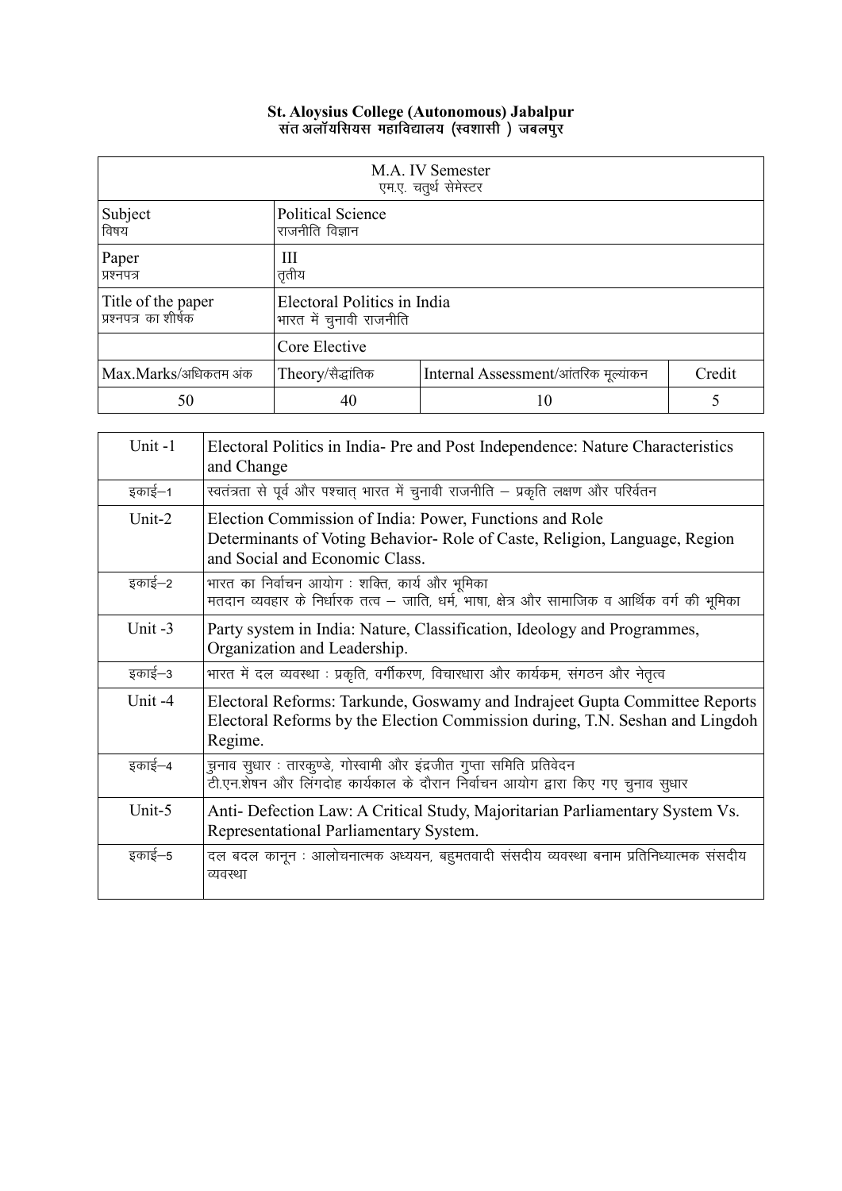**St. Aloysius College (Autonomous) Jabalpur**
**संत अलॉयसियस महाविद्यालय (स्वशासी ) जबलपुर**

| M.A. IV Semester<br>एम.ए. चतुर्थ सेमेस्टर | | | |
|---|---|---|---|
| Subject<br>विषय | Political Science<br>राजनीति विज्ञान | | |
| Paper<br>प्रश्नपत्र | III<br>तृतीय | | |
| Title of the paper<br>प्रश्नपत्र का शीर्षक | Electoral Politics in India<br>भारत में चुनावी राजनीति | | |
| | Core Elective | | |
| Max.Marks/अधिकतम अंक | Theory/सैद्धांतिक | Internal Assessment/आंतरिक मूल्यांकन | Credit |
| 50 | 40 | 10 | 5 |

| Unit | Content |
|---|---|
| Unit -1 | Electoral Politics in India- Pre and Post Independence: Nature Characteristics and Change |
| इकाई–1 | स्वतंत्रता से पूर्व और पश्चात् भारत में चुनावी राजनीति – प्रकृति लक्षण और परिवर्तन |
| Unit-2 | Election Commission of India: Power, Functions and Role<br>Determinants of Voting Behavior- Role of Caste, Religion, Language, Region and Social and Economic Class. |
| इकाई–2 | भारत का निर्वाचन आयोग : शक्ति, कार्य और भूमिका<br>मतदान व्यवहार के निर्धारक तत्व – जाति, धर्म, भाषा, क्षेत्र और सामाजिक व आर्थिक वर्ग की भूमिका |
| Unit -3 | Party system in India: Nature, Classification, Ideology and Programmes, Organization and Leadership. |
| इकाई–3 | भारत में दल व्यवस्था : प्रकृति, वर्गीकरण, विचारधारा और कार्यक्रम, संगठन और नेतृत्व |
| Unit -4 | Electoral Reforms: Tarkunde, Goswamy and Indrajeet Gupta Committee Reports<br>Electoral Reforms by the Election Commission during, T.N. Seshan and Lingdoh Regime. |
| इकाई–4 | चुनाव सुधार : तारकुण्डे, गोस्वामी और इंद्रजीत गुप्ता समिति प्रतिवेदन<br>टी.एन.शेषन और लिंगदोह कार्यकाल के दौरान निर्वाचन आयोग द्वारा किए गए चुनाव सुधार |
| Unit-5 | Anti- Defection Law: A Critical Study, Majoritarian Parliamentary System Vs. Representational Parliamentary System. |
| इकाई–5 | दल बदल कानून : आलोचनात्मक अध्ययन, बहुमतवादी संसदीय व्यवस्था बनाम प्रतिनिध्यात्मक संसदीय व्यवस्था |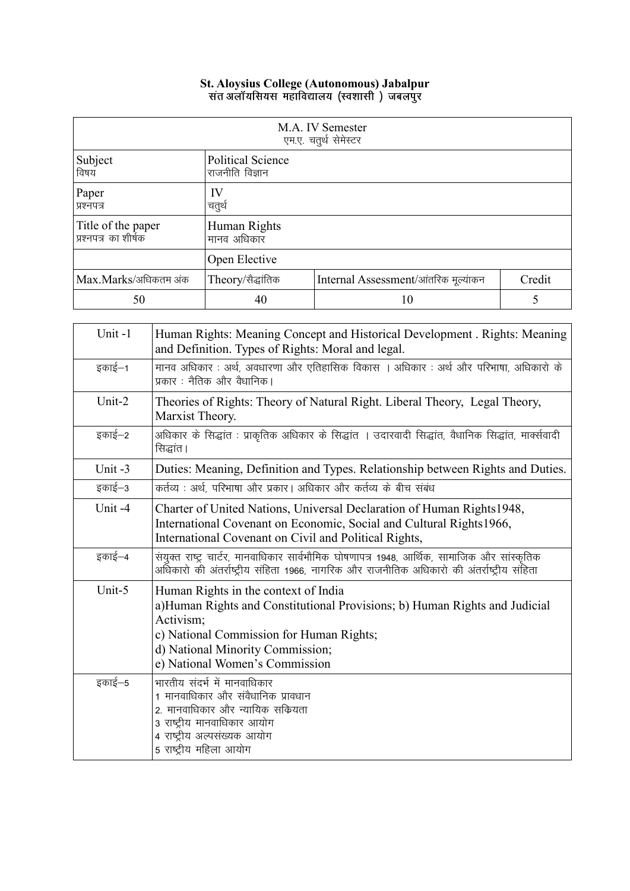**St. Aloysius College (Autonomous) Jabalpur**
**संत अलॉयसियस महाविद्यालय (स्वशासी ) जबलपुर**

| M.A. IV Semester<br>एम.ए. चतुर्थ सेमेस्टर | | | |
|---|---|---|---|
| Subject<br>विषय | Political Science<br>राजनीति विज्ञान | | |
| Paper<br>प्रश्नपत्र | IV<br>चतुर्थ | | |
| Title of the paper<br>प्रश्नपत्र का शीर्षक | Human Rights<br>मानव अधिकार | | |
| | Open Elective | | |
| Max.Marks/अधिकतम अंक | Theory/सैद्धांतिक | Internal Assessment/आंतरिक मूल्यांकन | Credit |
| 50 | 40 | 10 | 5 |

| | |
|---|---|
| Unit -1 | Human Rights: Meaning Concept and Historical Development . Rights: Meaning and Definition. Types of Rights: Moral and legal. |
| इकाई–1 | मानव अधिकार : अर्थ, अवधारणा और एतिहासिक विकास । अधिकार : अर्थ और परिभाषा, अधिकारो के प्रकार : नैतिक और वैधानिक। |
| Unit-2 | Theories of Rights: Theory of Natural Right. Liberal Theory, Legal Theory, Marxist Theory. |
| इकाई–2 | अधिकार के सिद्धांत : प्राकृतिक अधिकार के सिद्धांत । उदारवादी सिद्धांत, वैधानिक सिद्धांत, मार्क्सवादी सिद्धांत। |
| Unit -3 | Duties: Meaning, Definition and Types. Relationship between Rights and Duties. |
| इकाई–3 | कर्तव्य : अर्थ, परिभाषा और प्रकार। अधिकार और कर्तव्य के बीच संबंध |
| Unit -4 | Charter of United Nations, Universal Declaration of Human Rights1948, International Covenant on Economic, Social and Cultural Rights1966, International Covenant on Civil and Political Rights, |
| इकाई–4 | संयुक्त राष्ट्र चार्टर, मानवाधिकार सार्वभौमिक घोषणापत्र 1948, आर्थिक, सामाजिक और सांस्कृतिक अधिकारो की अंतर्राष्ट्रीय संहिता 1966, नागरिक और राजनीतिक अधिकारो की अंतर्राष्ट्रीय संहिता |
| Unit-5 | Human Rights in the context of India<br>a)Human Rights and Constitutional Provisions; b) Human Rights and Judicial Activism;<br>c) National Commission for Human Rights;<br>d) National Minority Commission;<br>e) National Women's Commission |
| इकाई–5 | भारतीय संदर्भ में मानवाधिकार<br>1 मानवाधिकार और संवैधानिक प्रावधान<br>2. मानवाधिकार और न्यायिक सक्रियता<br>3 राष्ट्रीय मानवाधिकार आयोग<br>4 राष्ट्रीय अल्पसंख्यक आयोग<br>5 राष्ट्रीय महिला आयोग |